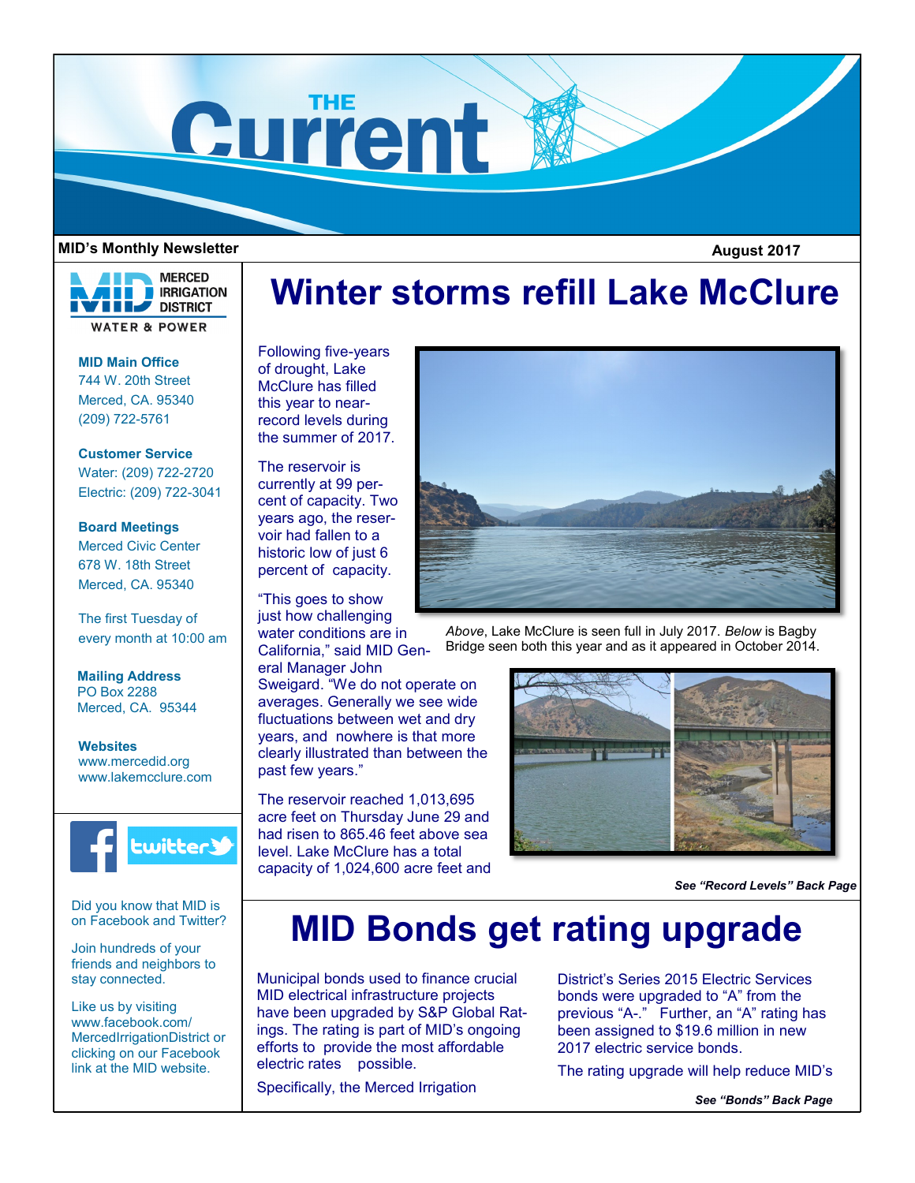# THE Current

**MID's Monthly Newsletter**

**August 2017**

MERCED IRRIGATION DISTRICT
WATER & POWER

**MID Main Office**
744 W. 20th Street
Merced, CA. 95340
(209) 722-5761

**Customer Service**
Water: (209) 722-2720
Electric: (209) 722-3041

**Board Meetings**
Merced Civic Center
678 W. 18th Street
Merced, CA. 95340

The first Tuesday of every month at 10:00 am

**Mailing Address**
PO Box 2288
Merced, CA. 95344

**Websites**
www.mercedid.org
www.lakemcclure.com

Did you know that MID is on Facebook and Twitter?

Join hundreds of your friends and neighbors to stay connected.

Like us by visiting www.facebook.com/MercedIrrigationDistrict or clicking on our Facebook link at the MID website.

## Winter storms refill Lake McClure

Following five-years of drought, Lake McClure has filled this year to near-record levels during the summer of 2017.

The reservoir is currently at 99 percent of capacity. Two years ago, the reservoir had fallen to a historic low of just 6 percent of capacity.

"This goes to show just how challenging water conditions are in California," said MID General Manager John Sweigard. "We do not operate on averages. Generally we see wide fluctuations between wet and dry years, and nowhere is that more clearly illustrated than between the past few years."

The reservoir reached 1,013,695 acre feet on Thursday June 29 and had risen to 865.46 feet above sea level. Lake McClure has a total capacity of 1,024,600 acre feet and

*Above*, Lake McClure is seen full in July 2017. *Below* is Bagby Bridge seen both this year and as it appeared in October 2014.

***See "Record Levels" Back Page***

## MID Bonds get rating upgrade

Municipal bonds used to finance crucial MID electrical infrastructure projects have been upgraded by S&P Global Ratings. The rating is part of MID's ongoing efforts to provide the most affordable electric rates possible.

Specifically, the Merced Irrigation District's Series 2015 Electric Services bonds were upgraded to "A" from the previous "A-." Further, an "A" rating has been assigned to $19.6 million in new 2017 electric service bonds.

The rating upgrade will help reduce MID's

***See "Bonds" Back Page***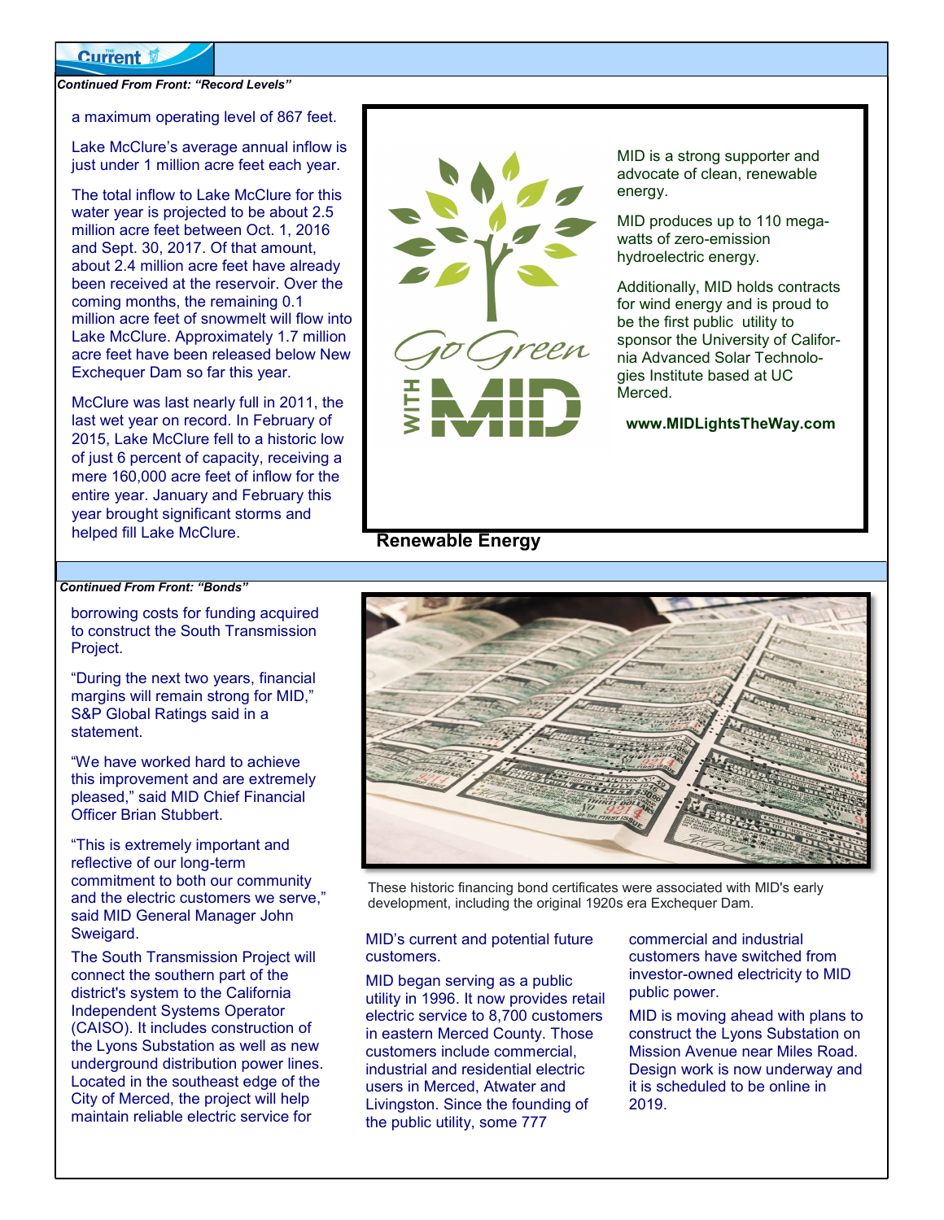*Continued From Front: "Record Levels"*

a maximum operating level of 867 feet.

Lake McClure's average annual inflow is just under 1 million acre feet each year.

The total inflow to Lake McClure for this water year is projected to be about 2.5 million acre feet between Oct. 1, 2016 and Sept. 30, 2017. Of that amount, about 2.4 million acre feet have already been received at the reservoir. Over the coming months, the remaining 0.1 million acre feet of snowmelt will flow into Lake McClure. Approximately 1.7 million acre feet have been released below New Exchequer Dam so far this year.

McClure was last nearly full in 2011, the last wet year on record. In February of 2015, Lake McClure fell to a historic low of just 6 percent of capacity, receiving a mere 160,000 acre feet of inflow for the entire year. January and February this year brought significant storms and helped fill Lake McClure.

## Renewable Energy

Go Green WITH MID

MID is a strong supporter and advocate of clean, renewable energy.

MID produces up to 110 megawatts of zero-emission hydroelectric energy.

Additionally, MID holds contracts for wind energy and is proud to be the first public utility to sponsor the University of California Advanced Solar Technologies Institute based at UC Merced.

**www.MIDLightsTheWay.com**

*Continued From Front: "Bonds"*

borrowing costs for funding acquired to construct the South Transmission Project.

"During the next two years, financial margins will remain strong for MID," S&P Global Ratings said in a statement.

"We have worked hard to achieve this improvement and are extremely pleased," said MID Chief Financial Officer Brian Stubbert.

"This is extremely important and reflective of our long-term commitment to both our community and the electric customers we serve," said MID General Manager John Sweigard.

The South Transmission Project will connect the southern part of the district's system to the California Independent Systems Operator (CAISO). It includes construction of the Lyons Substation as well as new underground distribution power lines. Located in the southeast edge of the City of Merced, the project will help maintain reliable electric service for MID's current and potential future customers.

These historic financing bond certificates were associated with MID's early development, including the original 1920s era Exchequer Dam.

MID began serving as a public utility in 1996. It now provides retail electric service to 8,700 customers in eastern Merced County. Those customers include commercial, industrial and residential electric users in Merced, Atwater and Livingston. Since the founding of the public utility, some 777 commercial and industrial customers have switched from investor-owned electricity to MID public power.

MID is moving ahead with plans to construct the Lyons Substation on Mission Avenue near Miles Road. Design work is now underway and it is scheduled to be online in 2019.